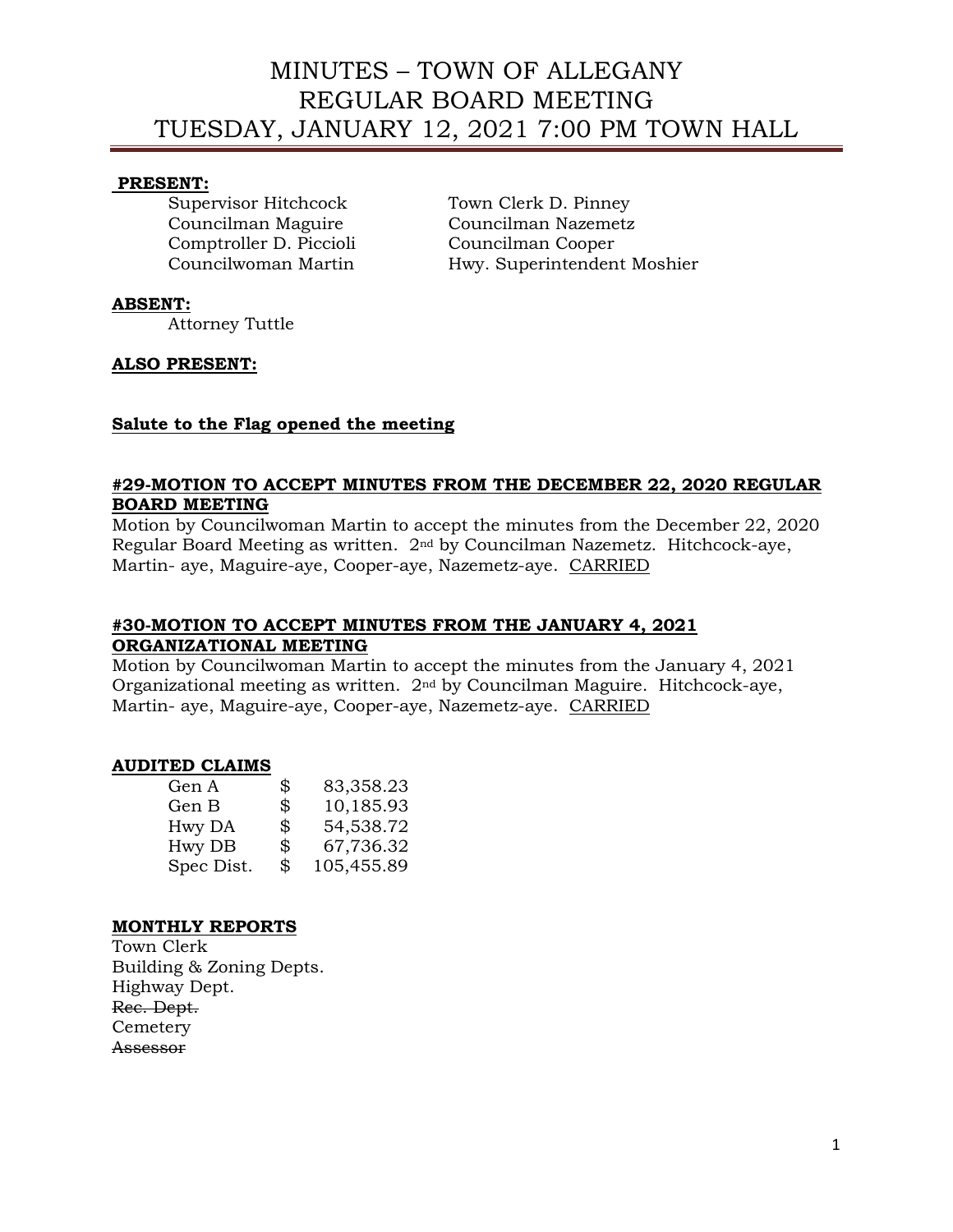# MINUTES – TOWN OF ALLEGANY
# REGULAR BOARD MEETING
# TUESDAY, JANUARY 12, 2021 7:00 PM TOWN HALL

**PRESENT:**

Supervisor Hitchcock
Town Clerk D. Pinney
Councilman Maguire
Councilman Nazemetz
Comptroller D. Piccioli
Councilman Cooper
Councilwoman Martin
Hwy. Superintendent Moshier

**ABSENT:**

Attorney Tuttle

**ALSO PRESENT:**

**Salute to the Flag opened the meeting**

**#29-MOTION TO ACCEPT MINUTES FROM THE DECEMBER 22, 2020 REGULAR BOARD MEETING**

Motion by Councilwoman Martin to accept the minutes from the December 22, 2020 Regular Board Meeting as written. 2nd by Councilman Nazemetz. Hitchcock-aye, Martin- aye, Maguire-aye, Cooper-aye, Nazemetz-aye. CARRIED

**#30-MOTION TO ACCEPT MINUTES FROM THE JANUARY 4, 2021 ORGANIZATIONAL MEETING**

Motion by Councilwoman Martin to accept the minutes from the January 4, 2021 Organizational meeting as written. 2nd by Councilman Maguire. Hitchcock-aye, Martin- aye, Maguire-aye, Cooper-aye, Nazemetz-aye. CARRIED

**AUDITED CLAIMS**

| | | |
|---|---|---|
| Gen A | $ | 83,358.23 |
| Gen B | $ | 10,185.93 |
| Hwy DA | $ | 54,538.72 |
| Hwy DB | $ | 67,736.32 |
| Spec Dist. | $ | 105,455.89 |

**MONTHLY REPORTS**

Town Clerk
Building & Zoning Depts.
Highway Dept.
~~Rec. Dept.~~
Cemetery
~~Assessor~~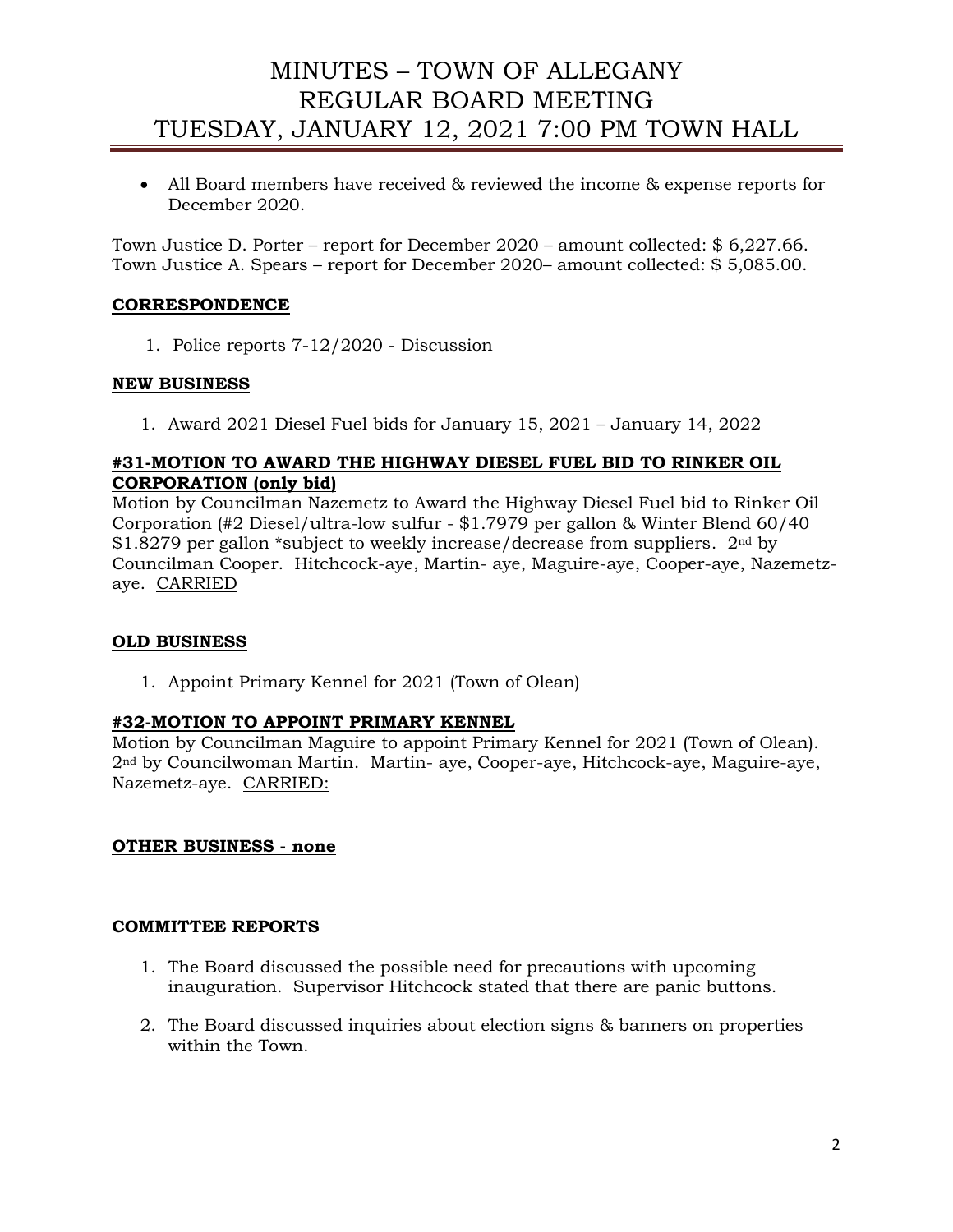- All Board members have received & reviewed the income & expense reports for December 2020.

Town Justice D. Porter – report for December 2020 – amount collected: $ 6,227.66.
Town Justice A. Spears – report for December 2020– amount collected: $ 5,085.00.

## CORRESPONDENCE

1. Police reports 7-12/2020 - Discussion

## NEW BUSINESS

1. Award 2021 Diesel Fuel bids for January 15, 2021 – January 14, 2022

### #31-MOTION TO AWARD THE HIGHWAY DIESEL FUEL BID TO RINKER OIL CORPORATION (only bid)

Motion by Councilman Nazemetz to Award the Highway Diesel Fuel bid to Rinker Oil Corporation (#2 Diesel/ultra-low sulfur - $1.7979 per gallon & Winter Blend 60/40 $1.8279 per gallon *subject to weekly increase/decrease from suppliers. 2nd by Councilman Cooper. Hitchcock-aye, Martin- aye, Maguire-aye, Cooper-aye, Nazemetz-aye. CARRIED

## OLD BUSINESS

1. Appoint Primary Kennel for 2021 (Town of Olean)

### #32-MOTION TO APPOINT PRIMARY KENNEL

Motion by Councilman Maguire to appoint Primary Kennel for 2021 (Town of Olean). 2nd by Councilwoman Martin. Martin- aye, Cooper-aye, Hitchcock-aye, Maguire-aye, Nazemetz-aye. CARRIED:

## OTHER BUSINESS - none

## COMMITTEE REPORTS

1. The Board discussed the possible need for precautions with upcoming inauguration. Supervisor Hitchcock stated that there are panic buttons.
2. The Board discussed inquiries about election signs & banners on properties within the Town.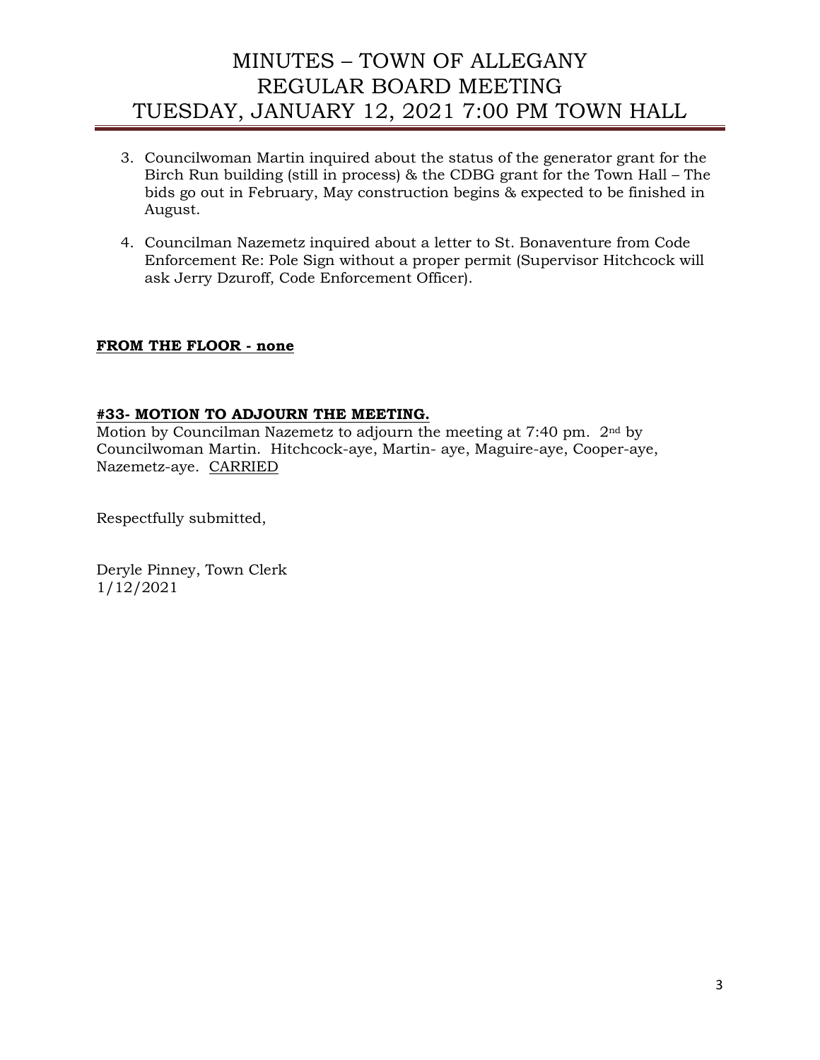3. Councilwoman Martin inquired about the status of the generator grant for the Birch Run building (still in process) & the CDBG grant for the Town Hall – The bids go out in February, May construction begins & expected to be finished in August.

4. Councilman Nazemetz inquired about a letter to St. Bonaventure from Code Enforcement Re: Pole Sign without a proper permit (Supervisor Hitchcock will ask Jerry Dzuroff, Code Enforcement Officer).

**FROM THE FLOOR - none**

**#33- MOTION TO ADJOURN THE MEETING.**

Motion by Councilman Nazemetz to adjourn the meeting at 7:40 pm. 2nd by Councilwoman Martin. Hitchcock-aye, Martin- aye, Maguire-aye, Cooper-aye, Nazemetz-aye. CARRIED

Respectfully submitted,

Deryle Pinney, Town Clerk
1/12/2021